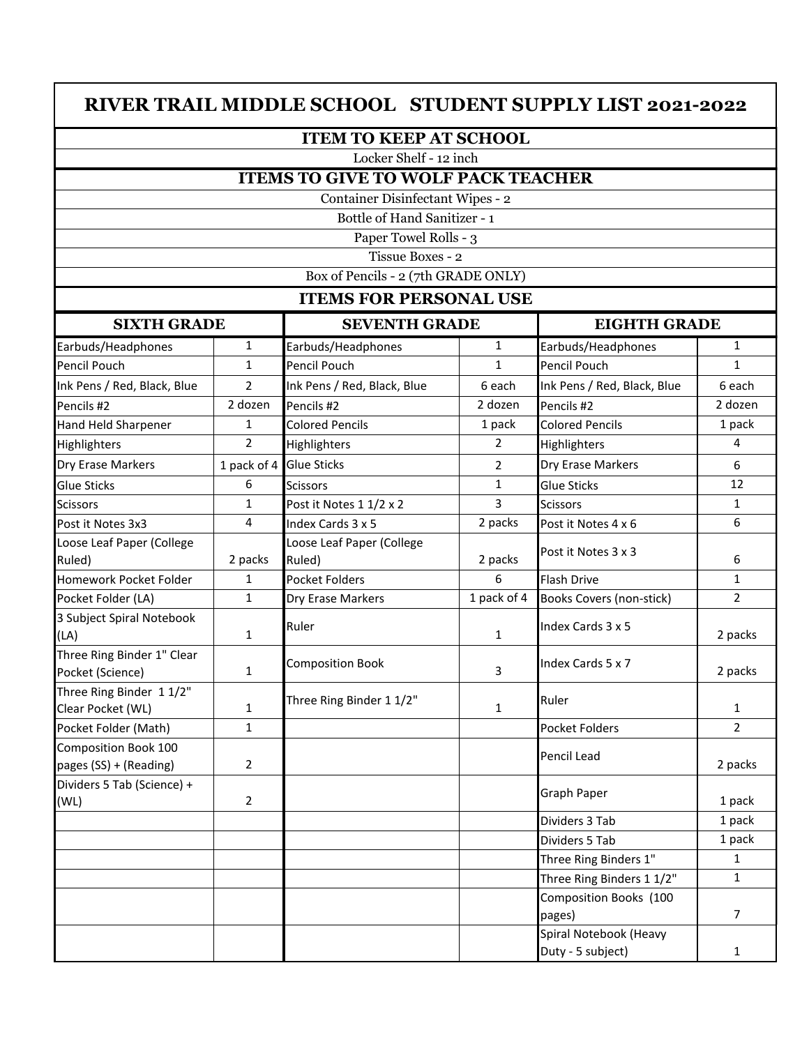# RIVER TRAIL MIDDLE SCHOOL STUDENT SUPPLY LIST 2021-2022

## ITEM TO KEEP AT SCHOOL

Locker Shelf - 12 inch

## ITEMS TO GIVE TO WOLF PACK TEACHER

Container Disinfectant Wipes - 2

Bottle of Hand Sanitizer - 1

Paper Towel Rolls - 3

Tissue Boxes - 2

Box of Pencils - 2 (7th GRADE ONLY)

## ITEMS FOR PERSONAL USE

| SIXTH GRADE | | SEVENTH GRADE | | EIGHTH GRADE | |
|---|---|---|---|---|---|
| Earbuds/Headphones | 1 | Earbuds/Headphones | 1 | Earbuds/Headphones | 1 |
| Pencil Pouch | 1 | Pencil Pouch | 1 | Pencil Pouch | 1 |
| Ink Pens / Red, Black, Blue | 2 | Ink Pens / Red, Black, Blue | 6 each | Ink Pens / Red, Black, Blue | 6 each |
| Pencils #2 | 2 dozen | Pencils #2 | 2 dozen | Pencils #2 | 2 dozen |
| Hand Held Sharpener | 1 | Colored Pencils | 1 pack | Colored Pencils | 1 pack |
| Highlighters | 2 | Highlighters | 2 | Highlighters | 4 |
| Dry Erase Markers | 1 pack of 4 | Glue Sticks | 2 | Dry Erase Markers | 6 |
| Glue Sticks | 6 | Scissors | 1 | Glue Sticks | 12 |
| Scissors | 1 | Post it Notes 1 1/2 x 2 | 3 | Scissors | 1 |
| Post it Notes 3x3 | 4 | Index Cards 3 x 5 | 2 packs | Post it Notes 4 x 6 | 6 |
| Loose Leaf Paper (College Ruled) | 2 packs | Loose Leaf Paper (College Ruled) | 2 packs | Post it Notes 3 x 3 | 6 |
| Homework Pocket Folder | 1 | Pocket Folders | 6 | Flash Drive | 1 |
| Pocket Folder (LA) | 1 | Dry Erase Markers | 1 pack of 4 | Books Covers (non-stick) | 2 |
| 3 Subject Spiral Notebook (LA) | 1 | Ruler | 1 | Index Cards 3 x 5 | 2 packs |
| Three Ring Binder 1" Clear Pocket (Science) | 1 | Composition Book | 3 | Index Cards 5 x 7 | 2 packs |
| Three Ring Binder 1 1/2" Clear Pocket (WL) | 1 | Three Ring Binder 1 1/2" | 1 | Ruler | 1 |
| Pocket Folder (Math) | 1 | | | Pocket Folders | 2 |
| Composition Book 100 pages (SS) + (Reading) | 2 | | | Pencil Lead | 2 packs |
| Dividers 5 Tab (Science) + (WL) | 2 | | | Graph Paper | 1 pack |
| | | | | Dividers 3 Tab | 1 pack |
| | | | | Dividers 5 Tab | 1 pack |
| | | | | Three Ring Binders 1" | 1 |
| | | | | Three Ring Binders 1 1/2" | 1 |
| | | | | Composition Books (100 pages) | 7 |
| | | | | Spiral Notebook (Heavy Duty - 5 subject) | 1 |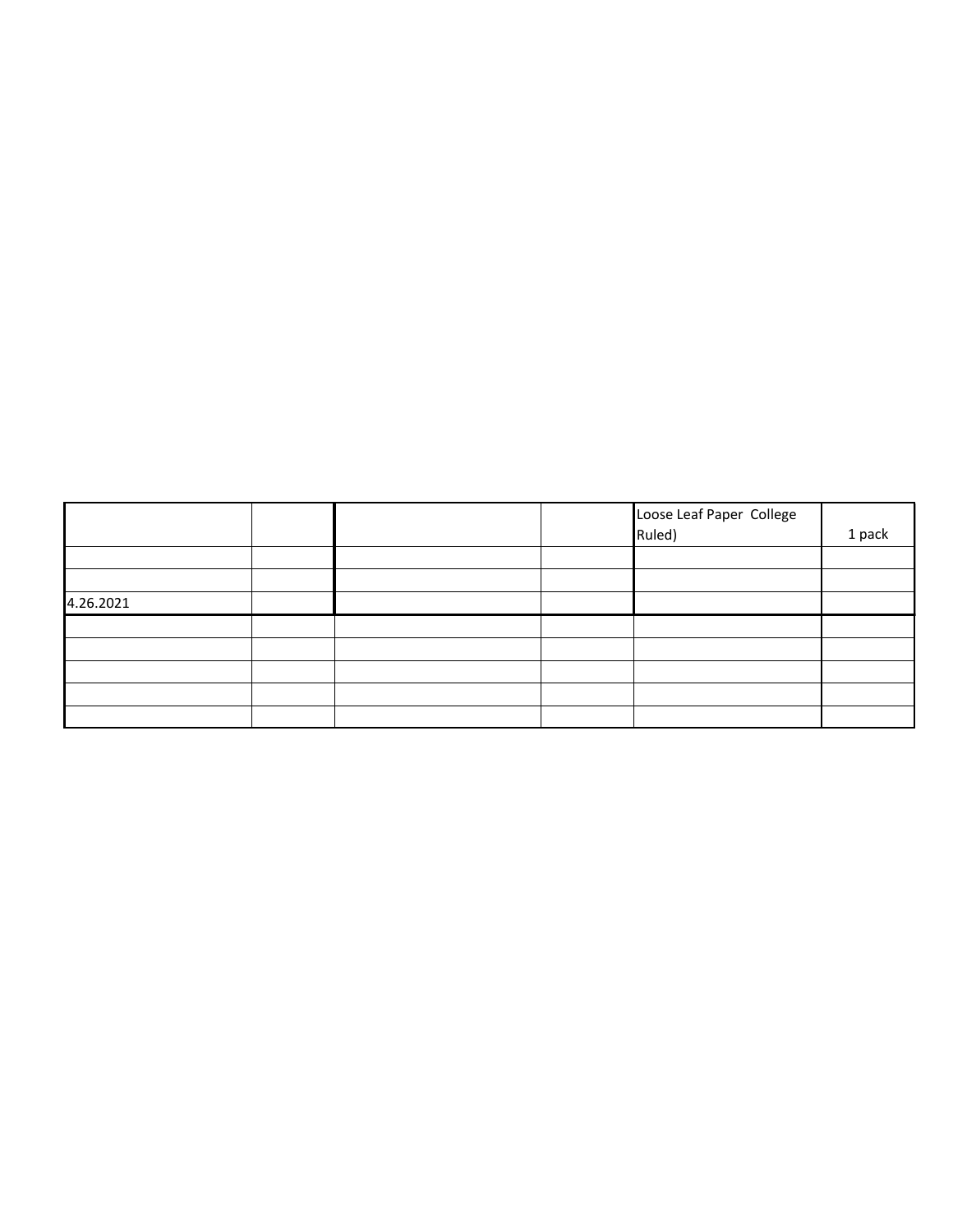| | | | | Loose Leaf Paper College Ruled) | 1 pack |
|---|---|---|---|---|---|
| | | | | | |
| | | | | | |
| 4.26.2021 | | | | | |
| | | | | | |
| | | | | | |
| | | | | | |
| | | | | | |
| | | | | | |